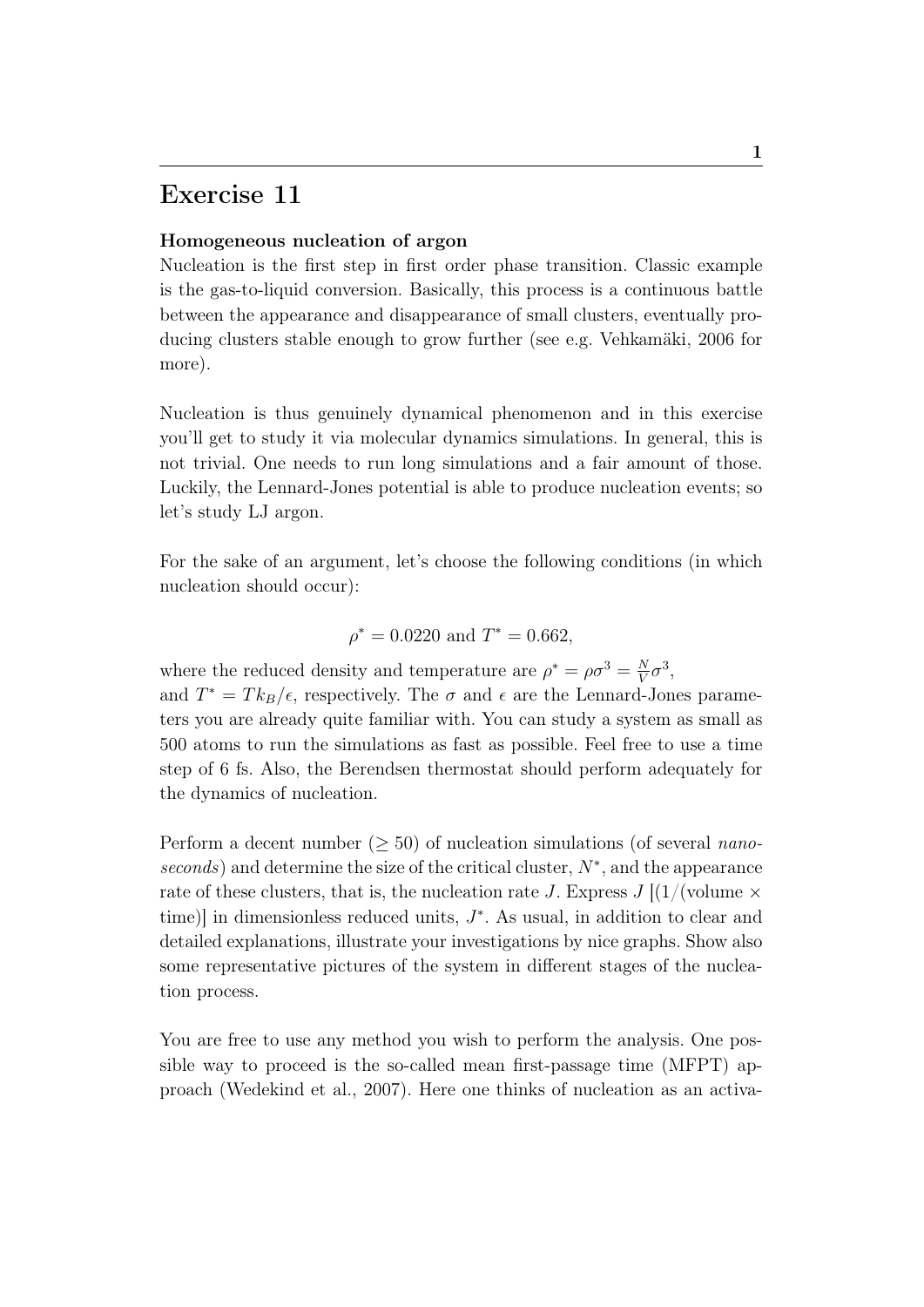# Exercise 11

**Homogeneous nucleation of argon**

Nucleation is the first step in first order phase transition. Classic example is the gas-to-liquid conversion. Basically, this process is a continuous battle between the appearance and disappearance of small clusters, eventually producing clusters stable enough to grow further (see e.g. Vehkamäki, 2006 for more).

Nucleation is thus genuinely dynamical phenomenon and in this exercise you'll get to study it via molecular dynamics simulations. In general, this is not trivial. One needs to run long simulations and a fair amount of those. Luckily, the Lennard-Jones potential is able to produce nucleation events; so let's study LJ argon.

For the sake of an argument, let's choose the following conditions (in which nucleation should occur):

$$\rho^* = 0.0220 \text{ and } T^* = 0.662,$$

where the reduced density and temperature are $\rho^* = \rho\sigma^3 = \frac{N}{V}\sigma^3$, and $T^* = Tk_B/\epsilon$, respectively. The $\sigma$ and $\epsilon$ are the Lennard-Jones parameters you are already quite familiar with. You can study a system as small as 500 atoms to run the simulations as fast as possible. Feel free to use a time step of 6 fs. Also, the Berendsen thermostat should perform adequately for the dynamics of nucleation.

Perform a decent number ($\geq 50$) of nucleation simulations (of several *nanoseconds*) and determine the size of the critical cluster, $N^*$, and the appearance rate of these clusters, that is, the nucleation rate $J$. Express $J$ [(1/(volume $\times$ time)] in dimensionless reduced units, $J^*$. As usual, in addition to clear and detailed explanations, illustrate your investigations by nice graphs. Show also some representative pictures of the system in different stages of the nucleation process.

You are free to use any method you wish to perform the analysis. One possible way to proceed is the so-called mean first-passage time (MFPT) approach (Wedekind et al., 2007). Here one thinks of nucleation as an activa-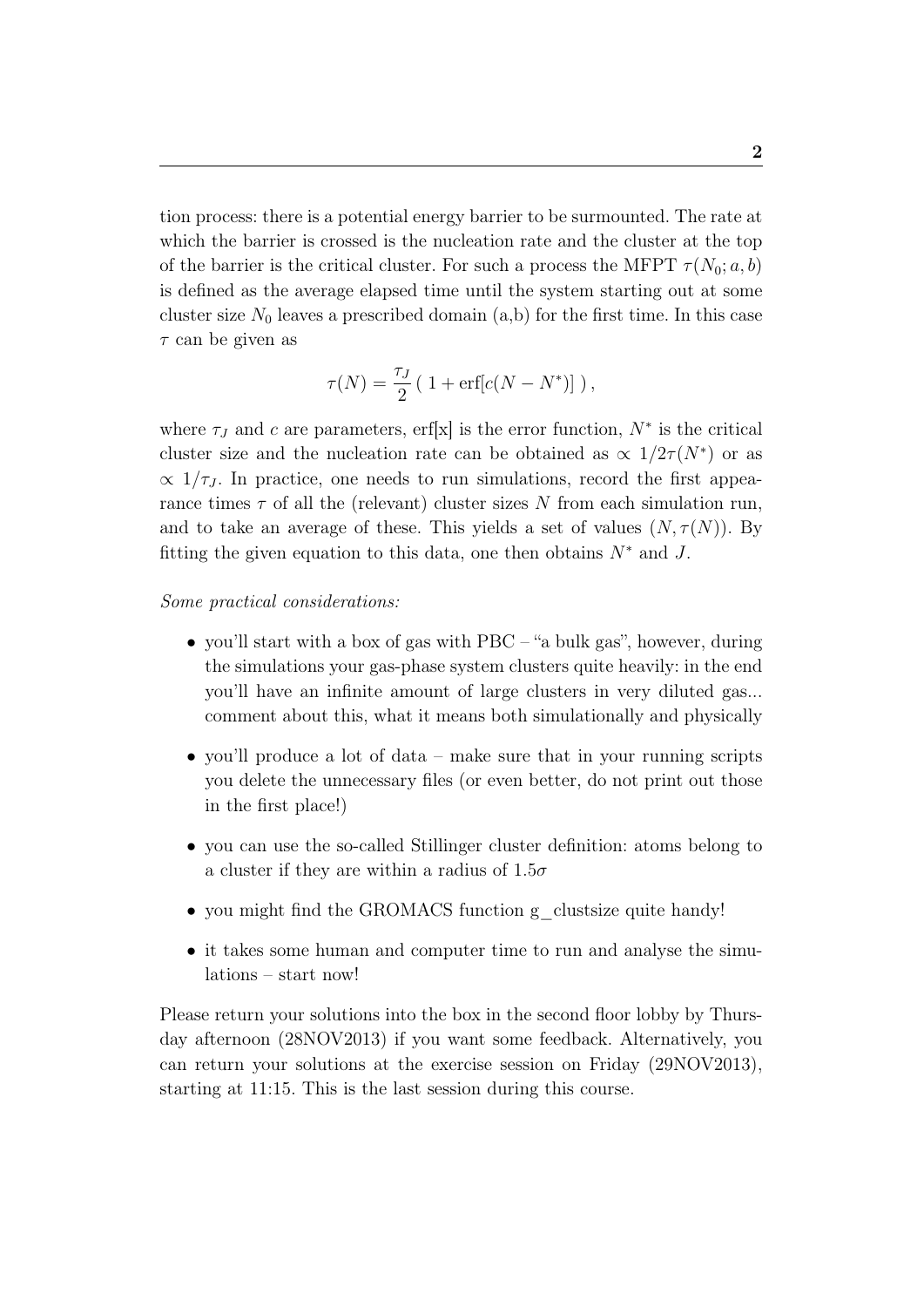tion process: there is a potential energy barrier to be surmounted. The rate at which the barrier is crossed is the nucleation rate and the cluster at the top of the barrier is the critical cluster. For such a process the MFPT $\tau(N_0; a, b)$ is defined as the average elapsed time until the system starting out at some cluster size $N_0$ leaves a prescribed domain (a,b) for the first time. In this case $\tau$ can be given as

$$\tau(N) = \frac{\tau_J}{2} \left( 1 + \mathrm{erf}[c(N - N^*)] \right),$$

where $\tau_J$ and $c$ are parameters, erf[x] is the error function, $N^*$ is the critical cluster size and the nucleation rate can be obtained as $\propto 1/2\tau(N^*)$ or as $\propto 1/\tau_J$. In practice, one needs to run simulations, record the first appearance times $\tau$ of all the (relevant) cluster sizes $N$ from each simulation run, and to take an average of these. This yields a set of values $(N, \tau(N))$. By fitting the given equation to this data, one then obtains $N^*$ and $J$.

*Some practical considerations:*

- you'll start with a box of gas with PBC – "a bulk gas", however, during the simulations your gas-phase system clusters quite heavily: in the end you'll have an infinite amount of large clusters in very diluted gas... comment about this, what it means both simulationally and physically
- you'll produce a lot of data – make sure that in your running scripts you delete the unnecessary files (or even better, do not print out those in the first place!)
- you can use the so-called Stillinger cluster definition: atoms belong to a cluster if they are within a radius of $1.5\sigma$
- you might find the GROMACS function g_clustsize quite handy!
- it takes some human and computer time to run and analyse the simulations – start now!

Please return your solutions into the box in the second floor lobby by Thursday afternoon (28NOV2013) if you want some feedback. Alternatively, you can return your solutions at the exercise session on Friday (29NOV2013), starting at 11:15. This is the last session during this course.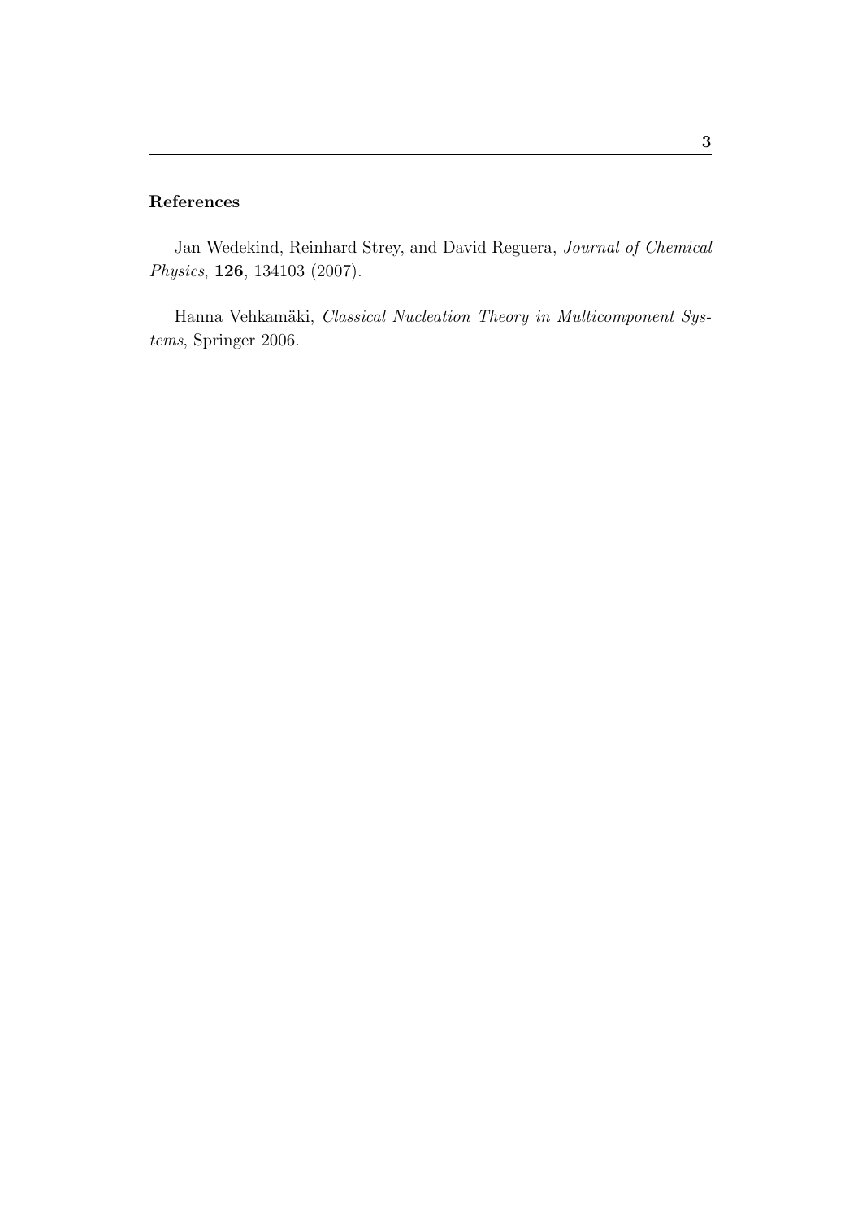## References

Jan Wedekind, Reinhard Strey, and David Reguera, *Journal of Chemical Physics*, **126**, 134103 (2007).

Hanna Vehkamäki, *Classical Nucleation Theory in Multicomponent Systems*, Springer 2006.